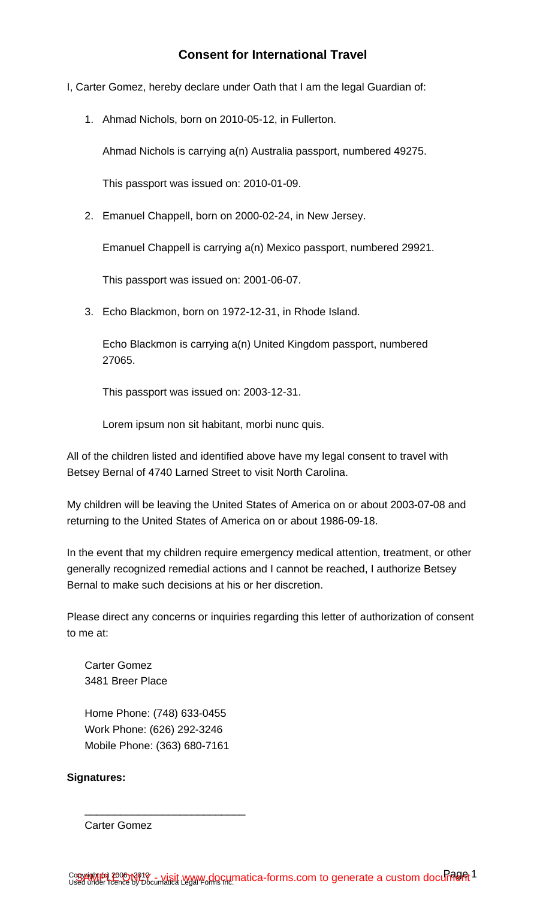# Consent for International Travel

I, Carter Gomez, hereby declare under Oath that I am the legal Guardian of:

1. Ahmad Nichols, born on 2010-05-12, in Fullerton.

   Ahmad Nichols is carrying a(n) Australia passport, numbered 49275.

   This passport was issued on: 2010-01-09.

2. Emanuel Chappell, born on 2000-02-24, in New Jersey.

   Emanuel Chappell is carrying a(n) Mexico passport, numbered 29921.

   This passport was issued on: 2001-06-07.

3. Echo Blackmon, born on 1972-12-31, in Rhode Island.

   Echo Blackmon is carrying a(n) United Kingdom passport, numbered 27065.

   This passport was issued on: 2003-12-31.

   Lorem ipsum non sit habitant, morbi nunc quis.

All of the children listed and identified above have my legal consent to travel with Betsey Bernal of 4740 Larned Street to visit North Carolina.

My children will be leaving the United States of America on or about 2003-07-08 and returning to the United States of America on or about 1986-09-18.

In the event that my children require emergency medical attention, treatment, or other generally recognized remedial actions and I cannot be reached, I authorize Betsey Bernal to make such decisions at his or her discretion.

Please direct any concerns or inquiries regarding this letter of authorization of consent to me at:

Carter Gomez
3481 Breer Place

Home Phone: (748) 633-0455
Work Phone: (626) 292-3246
Mobile Phone: (363) 680-7161

**Signatures:**

___________________________

Carter Gomez

Copyright (c) 2006 - 2012
Used under licence by Documatica Legal Forms Inc.

SAMPLE ONLY - visit www.documatica-forms.com to generate a custom document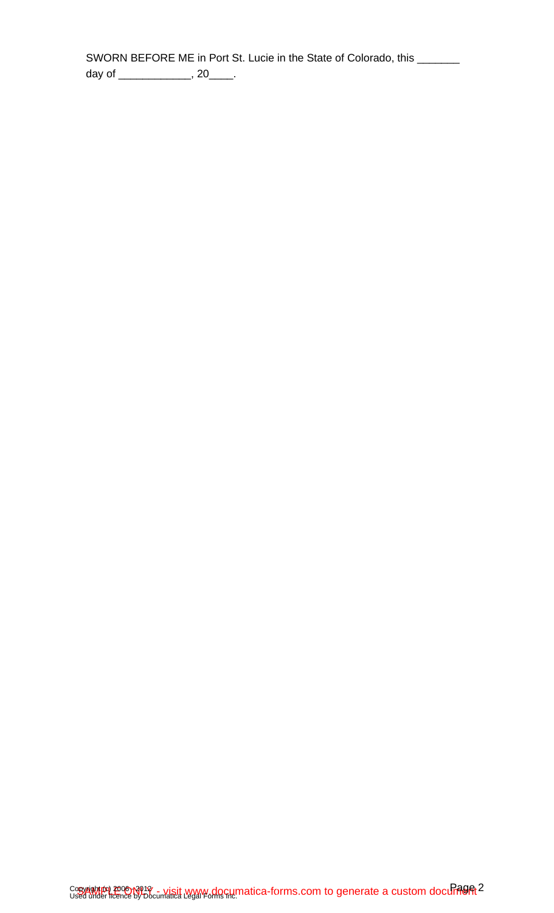SWORN BEFORE ME in Port St. Lucie in the State of Colorado, this _______ day of ____________, 20____.